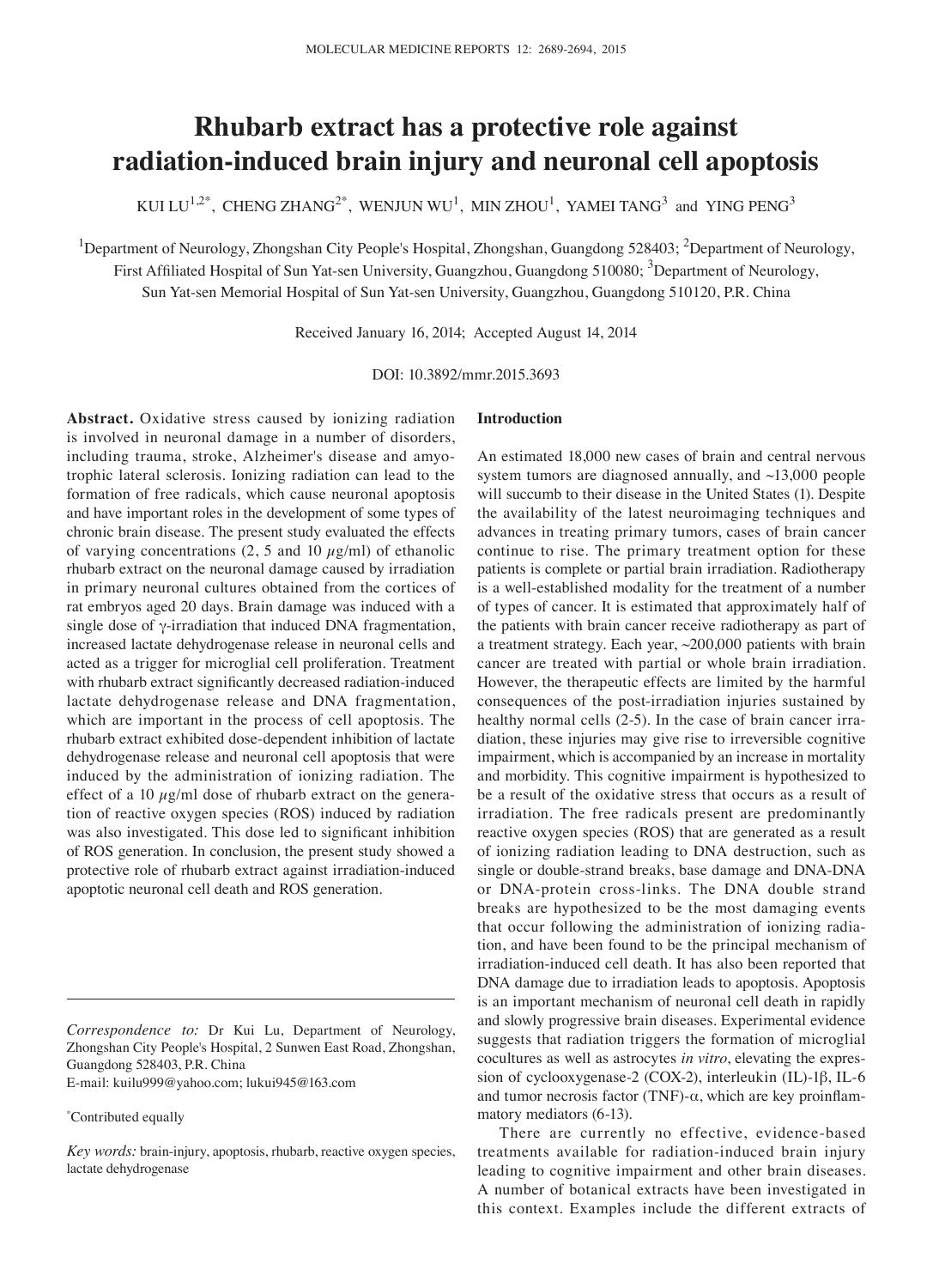# Rhubarb extract has a protective role against radiation-induced brain injury and neuronal cell apoptosis

KUI LU[1,2*], CHENG ZHANG[2*], WENJUN WU[1], MIN ZHOU[1], YAMEI TANG[3] and YING PENG[3]

[1]Department of Neurology, Zhongshan City People's Hospital, Zhongshan, Guangdong 528403; [2]Department of Neurology, First Affiliated Hospital of Sun Yat-sen University, Guangzhou, Guangdong 510080; [3]Department of Neurology, Sun Yat-sen Memorial Hospital of Sun Yat-sen University, Guangzhou, Guangdong 510120, P.R. China

Received January 16, 2014; Accepted August 14, 2014

DOI: 10.3892/mmr.2015.3693

**Abstract.** Oxidative stress caused by ionizing radiation is involved in neuronal damage in a number of disorders, including trauma, stroke, Alzheimer's disease and amyotrophic lateral sclerosis. Ionizing radiation can lead to the formation of free radicals, which cause neuronal apoptosis and have important roles in the development of some types of chronic brain disease. The present study evaluated the effects of varying concentrations (2, 5 and 10 $\mu$g/ml) of ethanolic rhubarb extract on the neuronal damage caused by irradiation in primary neuronal cultures obtained from the cortices of rat embryos aged 20 days. Brain damage was induced with a single dose of $\gamma$-irradiation that induced DNA fragmentation, increased lactate dehydrogenase release in neuronal cells and acted as a trigger for microglial cell proliferation. Treatment with rhubarb extract significantly decreased radiation-induced lactate dehydrogenase release and DNA fragmentation, which are important in the process of cell apoptosis. The rhubarb extract exhibited dose-dependent inhibition of lactate dehydrogenase release and neuronal cell apoptosis that were induced by the administration of ionizing radiation. The effect of a 10 $\mu$g/ml dose of rhubarb extract on the generation of reactive oxygen species (ROS) induced by radiation was also investigated. This dose led to significant inhibition of ROS generation. In conclusion, the present study showed a protective role of rhubarb extract against irradiation-induced apoptotic neuronal cell death and ROS generation.

*Correspondence to:* Dr Kui Lu, Department of Neurology, Zhongshan City People's Hospital, 2 Sunwen East Road, Zhongshan, Guangdong 528403, P.R. China
E-mail: kuilu999@yahoo.com; lukui945@163.com

*Contributed equally

*Key words:* brain-injury, apoptosis, rhubarb, reactive oxygen species, lactate dehydrogenase

## Introduction

An estimated 18,000 new cases of brain and central nervous system tumors are diagnosed annually, and ~13,000 people will succumb to their disease in the United States (1). Despite the availability of the latest neuroimaging techniques and advances in treating primary tumors, cases of brain cancer continue to rise. The primary treatment option for these patients is complete or partial brain irradiation. Radiotherapy is a well-established modality for the treatment of a number of types of cancer. It is estimated that approximately half of the patients with brain cancer receive radiotherapy as part of a treatment strategy. Each year, ~200,000 patients with brain cancer are treated with partial or whole brain irradiation. However, the therapeutic effects are limited by the harmful consequences of the post-irradiation injuries sustained by healthy normal cells (2-5). In the case of brain cancer irradiation, these injuries may give rise to irreversible cognitive impairment, which is accompanied by an increase in mortality and morbidity. This cognitive impairment is hypothesized to be a result of the oxidative stress that occurs as a result of irradiation. The free radicals present are predominantly reactive oxygen species (ROS) that are generated as a result of ionizing radiation leading to DNA destruction, such as single or double-strand breaks, base damage and DNA-DNA or DNA-protein cross-links. The DNA double strand breaks are hypothesized to be the most damaging events that occur following the administration of ionizing radiation, and have been found to be the principal mechanism of irradiation-induced cell death. It has also been reported that DNA damage due to irradiation leads to apoptosis. Apoptosis is an important mechanism of neuronal cell death in rapidly and slowly progressive brain diseases. Experimental evidence suggests that radiation triggers the formation of microglial cocultures as well as astrocytes *in vitro*, elevating the expression of cyclooxygenase-2 (COX-2), interleukin (IL)-1$\beta$, IL-6 and tumor necrosis factor (TNF)-$\alpha$, which are key proinflammatory mediators (6-13).

There are currently no effective, evidence-based treatments available for radiation-induced brain injury leading to cognitive impairment and other brain diseases. A number of botanical extracts have been investigated in this context. Examples include the different extracts of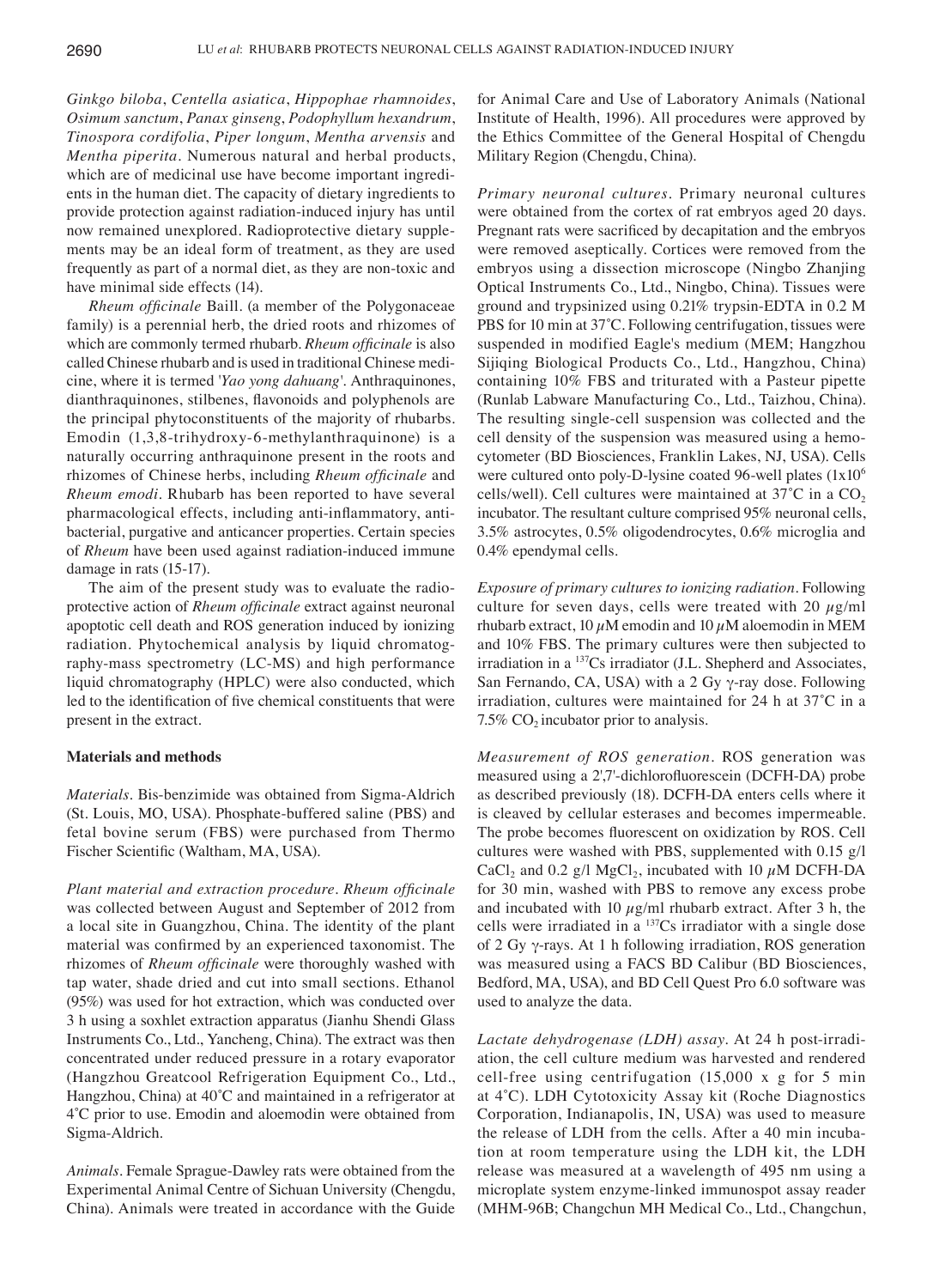*Ginkgo biloba*, *Centella asiatica*, *Hippophae rhamnoides*, *Osimum sanctum*, *Panax ginseng*, *Podophyllum hexandrum*, *Tinospora cordifolia*, *Piper longum*, *Mentha arvensis* and *Mentha piperita*. Numerous natural and herbal products, which are of medicinal use have become important ingredients in the human diet. The capacity of dietary ingredients to provide protection against radiation-induced injury has until now remained unexplored. Radioprotective dietary supplements may be an ideal form of treatment, as they are used frequently as part of a normal diet, as they are non-toxic and have minimal side effects (14).

*Rheum officinale* Baill. (a member of the Polygonaceae family) is a perennial herb, the dried roots and rhizomes of which are commonly termed rhubarb. *Rheum officinale* is also called Chinese rhubarb and is used in traditional Chinese medicine, where it is termed '*Yao yong dahuang*'. Anthraquinones, dianthraquinones, stilbenes, flavonoids and polyphenols are the principal phytoconstituents of the majority of rhubarbs. Emodin (1,3,8-trihydroxy-6-methylanthraquinone) is a naturally occurring anthraquinone present in the roots and rhizomes of Chinese herbs, including *Rheum officinale* and *Rheum emodi*. Rhubarb has been reported to have several pharmacological effects, including anti-inflammatory, antibacterial, purgative and anticancer properties. Certain species of *Rheum* have been used against radiation-induced immune damage in rats (15-17).

The aim of the present study was to evaluate the radioprotective action of *Rheum officinale* extract against neuronal apoptotic cell death and ROS generation induced by ionizing radiation. Phytochemical analysis by liquid chromatography-mass spectrometry (LC-MS) and high performance liquid chromatography (HPLC) were also conducted, which led to the identification of five chemical constituents that were present in the extract.

## Materials and methods

*Materials*. Bis-benzimide was obtained from Sigma-Aldrich (St. Louis, MO, USA). Phosphate-buffered saline (PBS) and fetal bovine serum (FBS) were purchased from Thermo Fischer Scientific (Waltham, MA, USA).

*Plant material and extraction procedure*. *Rheum officinale* was collected between August and September of 2012 from a local site in Guangzhou, China. The identity of the plant material was confirmed by an experienced taxonomist. The rhizomes of *Rheum officinale* were thoroughly washed with tap water, shade dried and cut into small sections. Ethanol (95%) was used for hot extraction, which was conducted over 3 h using a soxhlet extraction apparatus (Jianhu Shendi Glass Instruments Co., Ltd., Yancheng, China). The extract was then concentrated under reduced pressure in a rotary evaporator (Hangzhou Greatcool Refrigeration Equipment Co., Ltd., Hangzhou, China) at 40˚C and maintained in a refrigerator at 4˚C prior to use. Emodin and aloemodin were obtained from Sigma-Aldrich.

*Animals*. Female Sprague-Dawley rats were obtained from the Experimental Animal Centre of Sichuan University (Chengdu, China). Animals were treated in accordance with the Guide for Animal Care and Use of Laboratory Animals (National Institute of Health, 1996). All procedures were approved by the Ethics Committee of the General Hospital of Chengdu Military Region (Chengdu, China).

*Primary neuronal cultures*. Primary neuronal cultures were obtained from the cortex of rat embryos aged 20 days. Pregnant rats were sacrificed by decapitation and the embryos were removed aseptically. Cortices were removed from the embryos using a dissection microscope (Ningbo Zhanjing Optical Instruments Co., Ltd., Ningbo, China). Tissues were ground and trypsinized using 0.21% trypsin-EDTA in 0.2 M PBS for 10 min at 37˚C. Following centrifugation, tissues were suspended in modified Eagle's medium (MEM; Hangzhou Sijiqing Biological Products Co., Ltd., Hangzhou, China) containing 10% FBS and triturated with a Pasteur pipette (Runlab Labware Manufacturing Co., Ltd., Taizhou, China). The resulting single-cell suspension was collected and the cell density of the suspension was measured using a hemocytometer (BD Biosciences, Franklin Lakes, NJ, USA). Cells were cultured onto poly-D-lysine coated 96-well plates ($1 \times 10^6$ cells/well). Cell cultures were maintained at 37˚C in a $CO_2$ incubator. The resultant culture comprised 95% neuronal cells, 3.5% astrocytes, 0.5% oligodendrocytes, 0.6% microglia and 0.4% ependymal cells.

*Exposure of primary cultures to ionizing radiation*. Following culture for seven days, cells were treated with 20 $\mu$g/ml rhubarb extract, 10 $\mu$M emodin and 10 $\mu$M aloemodin in MEM and 10% FBS. The primary cultures were then subjected to irradiation in a $^{137}$Cs irradiator (J.L. Shepherd and Associates, San Fernando, CA, USA) with a 2 Gy $\gamma$-ray dose. Following irradiation, cultures were maintained for 24 h at 37˚C in a 7.5% $CO_2$ incubator prior to analysis.

*Measurement of ROS generation*. ROS generation was measured using a 2',7'-dichlorofluorescein (DCFH-DA) probe as described previously (18). DCFH-DA enters cells where it is cleaved by cellular esterases and becomes impermeable. The probe becomes fluorescent on oxidization by ROS. Cell cultures were washed with PBS, supplemented with 0.15 g/l $CaCl_2$ and 0.2 g/l $MgCl_2$, incubated with 10 $\mu$M DCFH-DA for 30 min, washed with PBS to remove any excess probe and incubated with 10 $\mu$g/ml rhubarb extract. After 3 h, the cells were irradiated in a $^{137}$Cs irradiator with a single dose of 2 Gy $\gamma$-rays. At 1 h following irradiation, ROS generation was measured using a FACS BD Calibur (BD Biosciences, Bedford, MA, USA), and BD Cell Quest Pro 6.0 software was used to analyze the data.

*Lactate dehydrogenase (LDH) assay*. At 24 h post-irradiation, the cell culture medium was harvested and rendered cell-free using centrifugation (15,000 x g for 5 min at 4˚C). LDH Cytotoxicity Assay kit (Roche Diagnostics Corporation, Indianapolis, IN, USA) was used to measure the release of LDH from the cells. After a 40 min incubation at room temperature using the LDH kit, the LDH release was measured at a wavelength of 495 nm using a microplate system enzyme-linked immunospot assay reader (MHM-96B; Changchun MH Medical Co., Ltd., Changchun,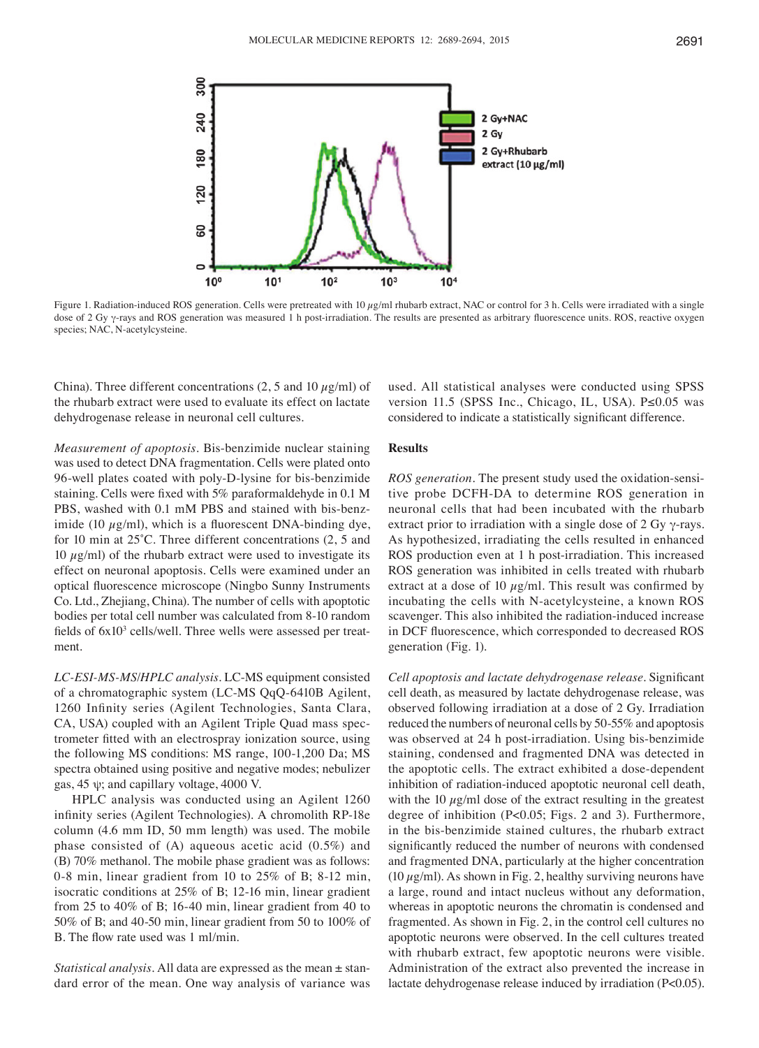Figure 1. Radiation-induced ROS generation. Cells were pretreated with 10 $\mu$g/ml rhubarb extract, NAC or control for 3 h. Cells were irradiated with a single dose of 2 Gy $\gamma$-rays and ROS generation was measured 1 h post-irradiation. The results are presented as arbitrary fluorescence units. ROS, reactive oxygen species; NAC, N-acetylcysteine.

China). Three different concentrations (2, 5 and 10 $\mu$g/ml) of the rhubarb extract were used to evaluate its effect on lactate dehydrogenase release in neuronal cell cultures.

*Measurement of apoptosis.* Bis-benzimide nuclear staining was used to detect DNA fragmentation. Cells were plated onto 96-well plates coated with poly-D-lysine for bis-benzimide staining. Cells were fixed with 5% paraformaldehyde in 0.1 M PBS, washed with 0.1 mM PBS and stained with bis-benzimide (10 $\mu$g/ml), which is a fluorescent DNA-binding dye, for 10 min at 25˚C. Three different concentrations (2, 5 and 10 $\mu$g/ml) of the rhubarb extract were used to investigate its effect on neuronal apoptosis. Cells were examined under an optical fluorescence microscope (Ningbo Sunny Instruments Co. Ltd., Zhejiang, China). The number of cells with apoptotic bodies per total cell number was calculated from 8-10 random fields of $6\times10^3$ cells/well. Three wells were assessed per treatment.

*LC-ESI-MS-MS/HPLC analysis.* LC-MS equipment consisted of a chromatographic system (LC-MS QqQ-6410B Agilent, 1260 Infinity series (Agilent Technologies, Santa Clara, CA, USA) coupled with an Agilent Triple Quad mass spectrometer fitted with an electrospray ionization source, using the following MS conditions: MS range, 100-1,200 Da; MS spectra obtained using positive and negative modes; nebulizer gas, 45 ψ; and capillary voltage, 4000 V.

HPLC analysis was conducted using an Agilent 1260 infinity series (Agilent Technologies). A chromolith RP-18e column (4.6 mm ID, 50 mm length) was used. The mobile phase consisted of (A) aqueous acetic acid (0.5%) and (B) 70% methanol. The mobile phase gradient was as follows: 0-8 min, linear gradient from 10 to 25% of B; 8-12 min, isocratic conditions at 25% of B; 12-16 min, linear gradient from 25 to 40% of B; 16-40 min, linear gradient from 40 to 50% of B; and 40-50 min, linear gradient from 50 to 100% of B. The flow rate used was 1 ml/min.

*Statistical analysis.* All data are expressed as the mean ± standard error of the mean. One way analysis of variance was used. All statistical analyses were conducted using SPSS version 11.5 (SPSS Inc., Chicago, IL, USA). $P\leq0.05$ was considered to indicate a statistically significant difference.

## Results

*ROS generation.* The present study used the oxidation-sensitive probe DCFH-DA to determine ROS generation in neuronal cells that had been incubated with the rhubarb extract prior to irradiation with a single dose of 2 Gy $\gamma$-rays. As hypothesized, irradiating the cells resulted in enhanced ROS production even at 1 h post-irradiation. This increased ROS generation was inhibited in cells treated with rhubarb extract at a dose of 10 $\mu$g/ml. This result was confirmed by incubating the cells with N-acetylcysteine, a known ROS scavenger. This also inhibited the radiation-induced increase in DCF fluorescence, which corresponded to decreased ROS generation (Fig. 1).

*Cell apoptosis and lactate dehydrogenase release.* Significant cell death, as measured by lactate dehydrogenase release, was observed following irradiation at a dose of 2 Gy. Irradiation reduced the numbers of neuronal cells by 50-55% and apoptosis was observed at 24 h post-irradiation. Using bis-benzimide staining, condensed and fragmented DNA was detected in the apoptotic cells. The extract exhibited a dose-dependent inhibition of radiation-induced apoptotic neuronal cell death, with the 10 $\mu$g/ml dose of the extract resulting in the greatest degree of inhibition ($P<0.05$; Figs. 2 and 3). Furthermore, in the bis-benzimide stained cultures, the rhubarb extract significantly reduced the number of neurons with condensed and fragmented DNA, particularly at the higher concentration (10 $\mu$g/ml). As shown in Fig. 2, healthy surviving neurons have a large, round and intact nucleus without any deformation, whereas in apoptotic neurons the chromatin is condensed and fragmented. As shown in Fig. 2, in the control cell cultures no apoptotic neurons were observed. In the cell cultures treated with rhubarb extract, few apoptotic neurons were visible. Administration of the extract also prevented the increase in lactate dehydrogenase release induced by irradiation ($P<0.05$).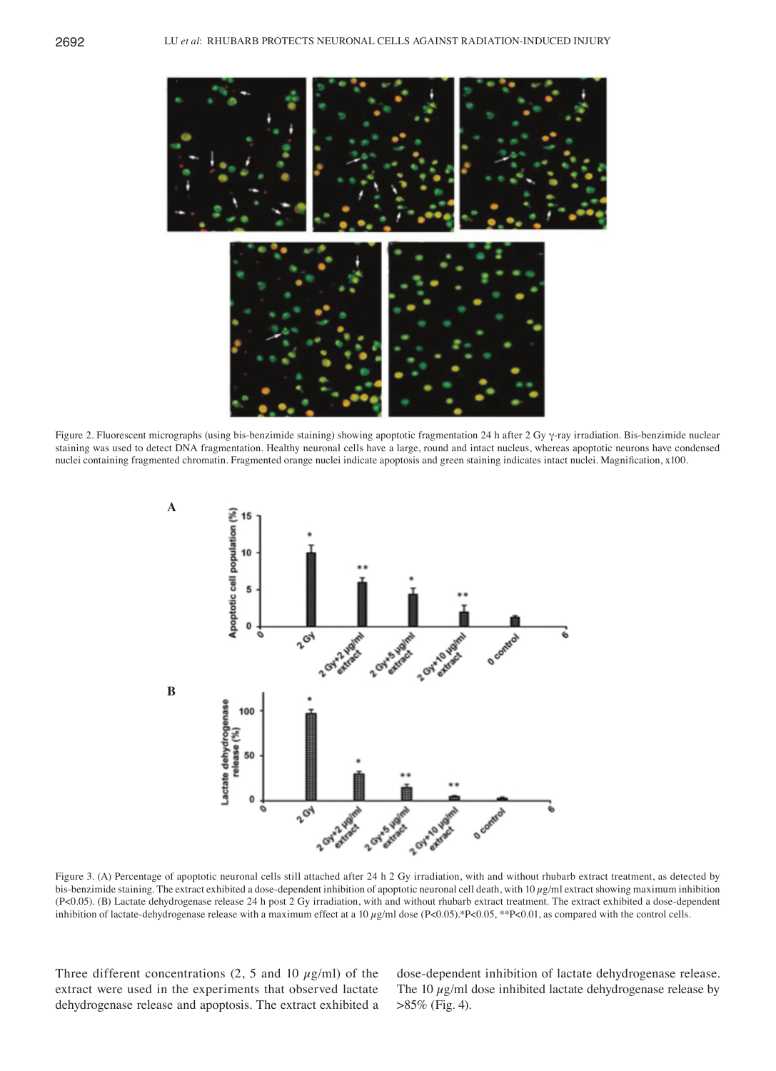Figure 2. Fluorescent micrographs (using bis-benzimide staining) showing apoptotic fragmentation 24 h after 2 Gy γ-ray irradiation. Bis-benzimide nuclear staining was used to detect DNA fragmentation. Healthy neuronal cells have a large, round and intact nucleus, whereas apoptotic neurons have condensed nuclei containing fragmented chromatin. Fragmented orange nuclei indicate apoptosis and green staining indicates intact nuclei. Magnification, x100.

Figure 3. (A) Percentage of apoptotic neuronal cells still attached after 24 h 2 Gy irradiation, with and without rhubarb extract treatment, as detected by bis-benzimide staining. The extract exhibited a dose-dependent inhibition of apoptotic neuronal cell death, with 10 $\mu$g/ml extract showing maximum inhibition ($P<0.05$). (B) Lactate dehydrogenase release 24 h post 2 Gy irradiation, with and without rhubarb extract treatment. The extract exhibited a dose-dependent inhibition of lactate-dehydrogenase release with a maximum effect at a 10 $\mu$g/ml dose ($P<0.05$).*$P<0.05$, **$P<0.01$, as compared with the control cells.

Three different concentrations (2, 5 and 10 $\mu$g/ml) of the extract were used in the experiments that observed lactate dehydrogenase release and apoptosis. The extract exhibited a dose-dependent inhibition of lactate dehydrogenase release. The 10 $\mu$g/ml dose inhibited lactate dehydrogenase release by >85% (Fig. 4).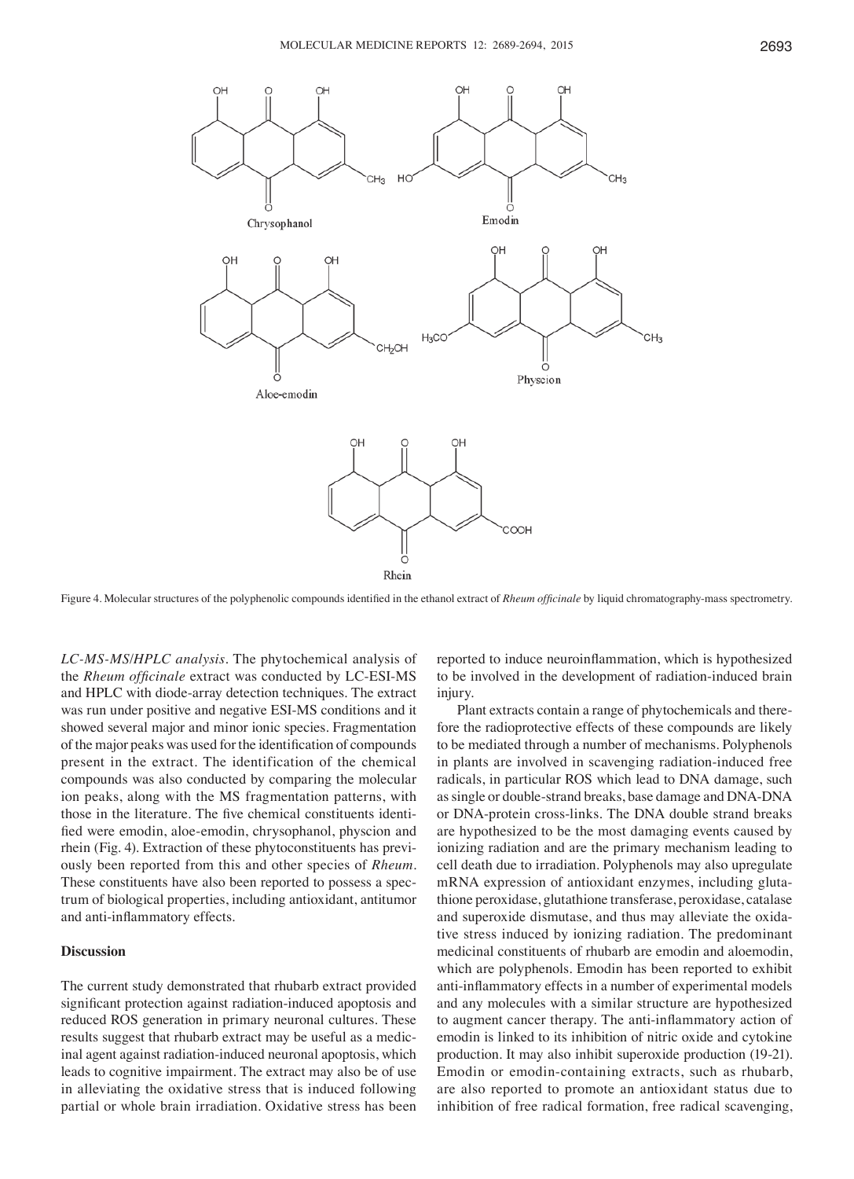Figure 4. Molecular structures of the polyphenolic compounds identified in the ethanol extract of *Rheum officinale* by liquid chromatography-mass spectrometry.

*LC-MS-MS/HPLC analysis*. The phytochemical analysis of the *Rheum officinale* extract was conducted by LC-ESI-MS and HPLC with diode-array detection techniques. The extract was run under positive and negative ESI-MS conditions and it showed several major and minor ionic species. Fragmentation of the major peaks was used for the identification of compounds present in the extract. The identification of the chemical compounds was also conducted by comparing the molecular ion peaks, along with the MS fragmentation patterns, with those in the literature. The five chemical constituents identified were emodin, aloe-emodin, chrysophanol, physcion and rhein (Fig. 4). Extraction of these phytoconstituents has previously been reported from this and other species of *Rheum*. These constituents have also been reported to possess a spectrum of biological properties, including antioxidant, antitumor and anti-inflammatory effects.

## Discussion

The current study demonstrated that rhubarb extract provided significant protection against radiation-induced apoptosis and reduced ROS generation in primary neuronal cultures. These results suggest that rhubarb extract may be useful as a medicinal agent against radiation-induced neuronal apoptosis, which leads to cognitive impairment. The extract may also be of use in alleviating the oxidative stress that is induced following partial or whole brain irradiation. Oxidative stress has been reported to induce neuroinflammation, which is hypothesized to be involved in the development of radiation-induced brain injury.

Plant extracts contain a range of phytochemicals and therefore the radioprotective effects of these compounds are likely to be mediated through a number of mechanisms. Polyphenols in plants are involved in scavenging radiation-induced free radicals, in particular ROS which lead to DNA damage, such as single or double-strand breaks, base damage and DNA-DNA or DNA-protein cross-links. The DNA double strand breaks are hypothesized to be the most damaging events caused by ionizing radiation and are the primary mechanism leading to cell death due to irradiation. Polyphenols may also upregulate mRNA expression of antioxidant enzymes, including glutathione peroxidase, glutathione transferase, peroxidase, catalase and superoxide dismutase, and thus may alleviate the oxidative stress induced by ionizing radiation. The predominant medicinal constituents of rhubarb are emodin and aloemodin, which are polyphenols. Emodin has been reported to exhibit anti-inflammatory effects in a number of experimental models and any molecules with a similar structure are hypothesized to augment cancer therapy. The anti-inflammatory action of emodin is linked to its inhibition of nitric oxide and cytokine production. It may also inhibit superoxide production (19-21). Emodin or emodin-containing extracts, such as rhubarb, are also reported to promote an antioxidant status due to inhibition of free radical formation, free radical scavenging,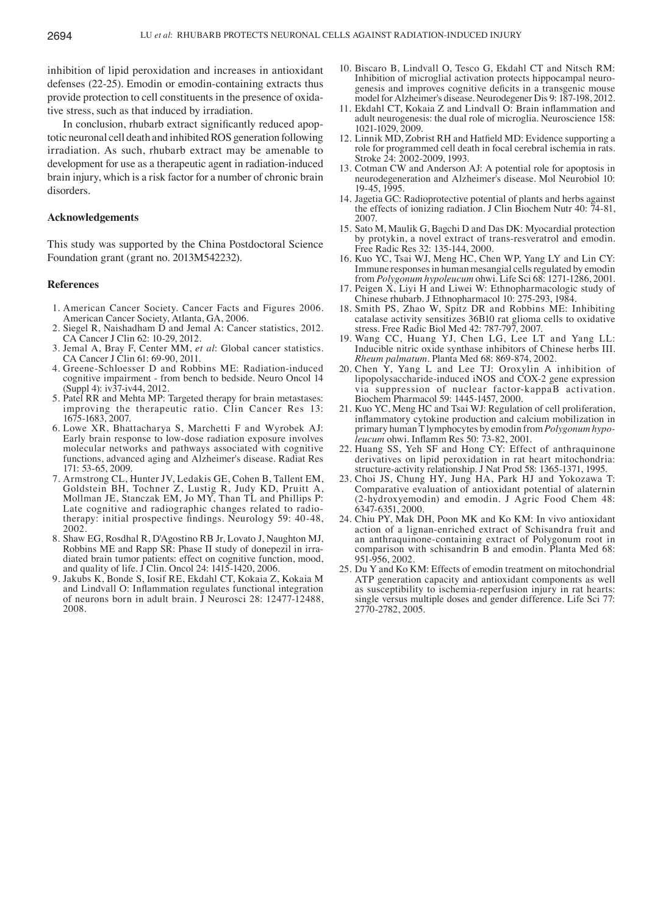inhibition of lipid peroxidation and increases in antioxidant defenses (22-25). Emodin or emodin-containing extracts thus provide protection to cell constituents in the presence of oxidative stress, such as that induced by irradiation.

In conclusion, rhubarb extract significantly reduced apoptotic neuronal cell death and inhibited ROS generation following irradiation. As such, rhubarb extract may be amenable to development for use as a therapeutic agent in radiation-induced brain injury, which is a risk factor for a number of chronic brain disorders.

### Acknowledgements

This study was supported by the China Postdoctoral Science Foundation grant (grant no. 2013M542232).

### References

1. American Cancer Society. Cancer Facts and Figures 2006. American Cancer Society, Atlanta, GA, 2006.
2. Siegel R, Naishadham D and Jemal A: Cancer statistics, 2012. CA Cancer J Clin 62: 10-29, 2012.
3. Jemal A, Bray F, Center MM, *et al*: Global cancer statistics. CA Cancer J Clin 61: 69-90, 2011.
4. Greene-Schloesser D and Robbins ME: Radiation-induced cognitive impairment - from bench to bedside. Neuro Oncol 14 (Suppl 4): iv37-iv44, 2012.
5. Patel RR and Mehta MP: Targeted therapy for brain metastases: improving the therapeutic ratio. Clin Cancer Res 13: 1675-1683, 2007.
6. Lowe XR, Bhattacharya S, Marchetti F and Wyrobek AJ: Early brain response to low-dose radiation exposure involves molecular networks and pathways associated with cognitive functions, advanced aging and Alzheimer's disease. Radiat Res 171: 53-65, 2009.
7. Armstrong CL, Hunter JV, Ledakis GE, Cohen B, Tallent EM, Goldstein BH, Tochner Z, Lustig R, Judy KD, Pruitt A, Mollman JE, Stanczak EM, Jo MY, Than TL and Phillips P: Late cognitive and radiographic changes related to radiotherapy: initial prospective findings. Neurology 59: 40-48, 2002.
8. Shaw EG, Rosdhal R, D'Agostino RB Jr, Lovato J, Naughton MJ, Robbins ME and Rapp SR: Phase II study of donepezil in irradiated brain tumor patients: effect on cognitive function, mood, and quality of life. J Clin. Oncol 24: 1415-1420, 2006.
9. Jakubs K, Bonde S, Iosif RE, Ekdahl CT, Kokaia Z, Kokaia M and Lindvall O: Inflammation regulates functional integration of neurons born in adult brain. J Neurosci 28: 12477-12488, 2008.
10. Biscaro B, Lindvall O, Tesco G, Ekdahl CT and Nitsch RM: Inhibition of microglial activation protects hippocampal neurogenesis and improves cognitive deficits in a transgenic mouse model for Alzheimer's disease. Neurodegener Dis 9: 187-198, 2012.
11. Ekdahl CT, Kokaia Z and Lindvall O: Brain inflammation and adult neurogenesis: the dual role of microglia. Neuroscience 158: 1021-1029, 2009.
12. Linnik MD, Zobrist RH and Hatfield MD: Evidence supporting a role for programmed cell death in focal cerebral ischemia in rats. Stroke 24: 2002-2009, 1993.
13. Cotman CW and Anderson AJ: A potential role for apoptosis in neurodegeneration and Alzheimer's disease. Mol Neurobiol 10: 19-45, 1995.
14. Jagetia GC: Radioprotective potential of plants and herbs against the effects of ionizing radiation. J Clin Biochem Nutr 40: 74-81, 2007.
15. Sato M, Maulik G, Bagchi D and Das DK: Myocardial protection by protykin, a novel extract of trans-resveratrol and emodin. Free Radic Res 32: 135-144, 2000.
16. Kuo YC, Tsai WJ, Meng HC, Chen WP, Yang LY and Lin CY: Immune responses in human mesangial cells regulated by emodin from *Polygonum hypoleucum* ohwi. Life Sci 68: 1271-1286, 2001.
17. Peigen X, Liyi H and Liwei W: Ethnopharmacologic study of Chinese rhubarb. J Ethnopharmacol 10: 275-293, 1984.
18. Smith PS, Zhao W, Spitz DR and Robbins ME: Inhibiting catalase activity sensitizes 36B10 rat glioma cells to oxidative stress. Free Radic Biol Med 42: 787-797, 2007.
19. Wang CC, Huang YJ, Chen LG, Lee LT and Yang LL: Inducible nitric oxide synthase inhibitors of Chinese herbs III. *Rheum palmatum*. Planta Med 68: 869-874, 2002.
20. Chen Y, Yang L and Lee TJ: Oroxylin A inhibition of lipopolysaccharide-induced iNOS and COX-2 gene expression via suppression of nuclear factor-kappaB activation. Biochem Pharmacol 59: 1445-1457, 2000.
21. Kuo YC, Meng HC and Tsai WJ: Regulation of cell proliferation, inflammatory cytokine production and calcium mobilization in primary human T lymphocytes by emodin from *Polygonum hypoleucum* ohwi. Inflamm Res 50: 73-82, 2001.
22. Huang SS, Yeh SF and Hong CY: Effect of anthraquinone derivatives on lipid peroxidation in rat heart mitochondria: structure-activity relationship. J Nat Prod 58: 1365-1371, 1995.
23. Choi JS, Chung HY, Jung HA, Park HJ and Yokozawa T: Comparative evaluation of antioxidant potential of alaternin (2-hydroxyemodin) and emodin. J Agric Food Chem 48: 6347-6351, 2000.
24. Chiu PY, Mak DH, Poon MK and Ko KM: In vivo antioxidant action of a lignan-enriched extract of Schisandra fruit and an anthraquinone-containing extract of Polygonum root in comparison with schisandrin B and emodin. Planta Med 68: 951-956, 2002.
25. Du Y and Ko KM: Effects of emodin treatment on mitochondrial ATP generation capacity and antioxidant components as well as susceptibility to ischemia-reperfusion injury in rat hearts: single versus multiple doses and gender difference. Life Sci 77: 2770-2782, 2005.